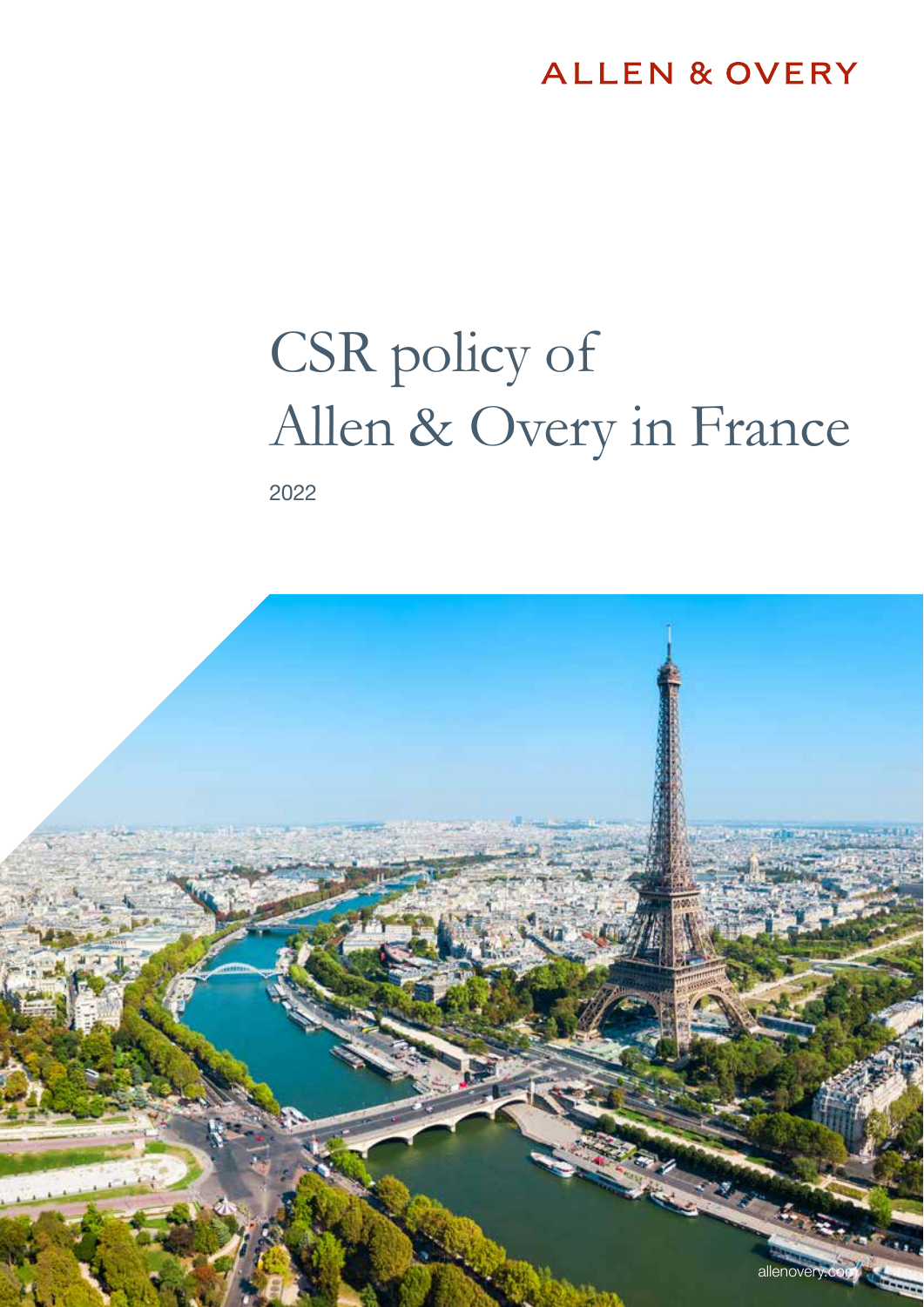ALLEN & OVERY

# CSR policy of Allen & Overy in France

2022

allenovery.com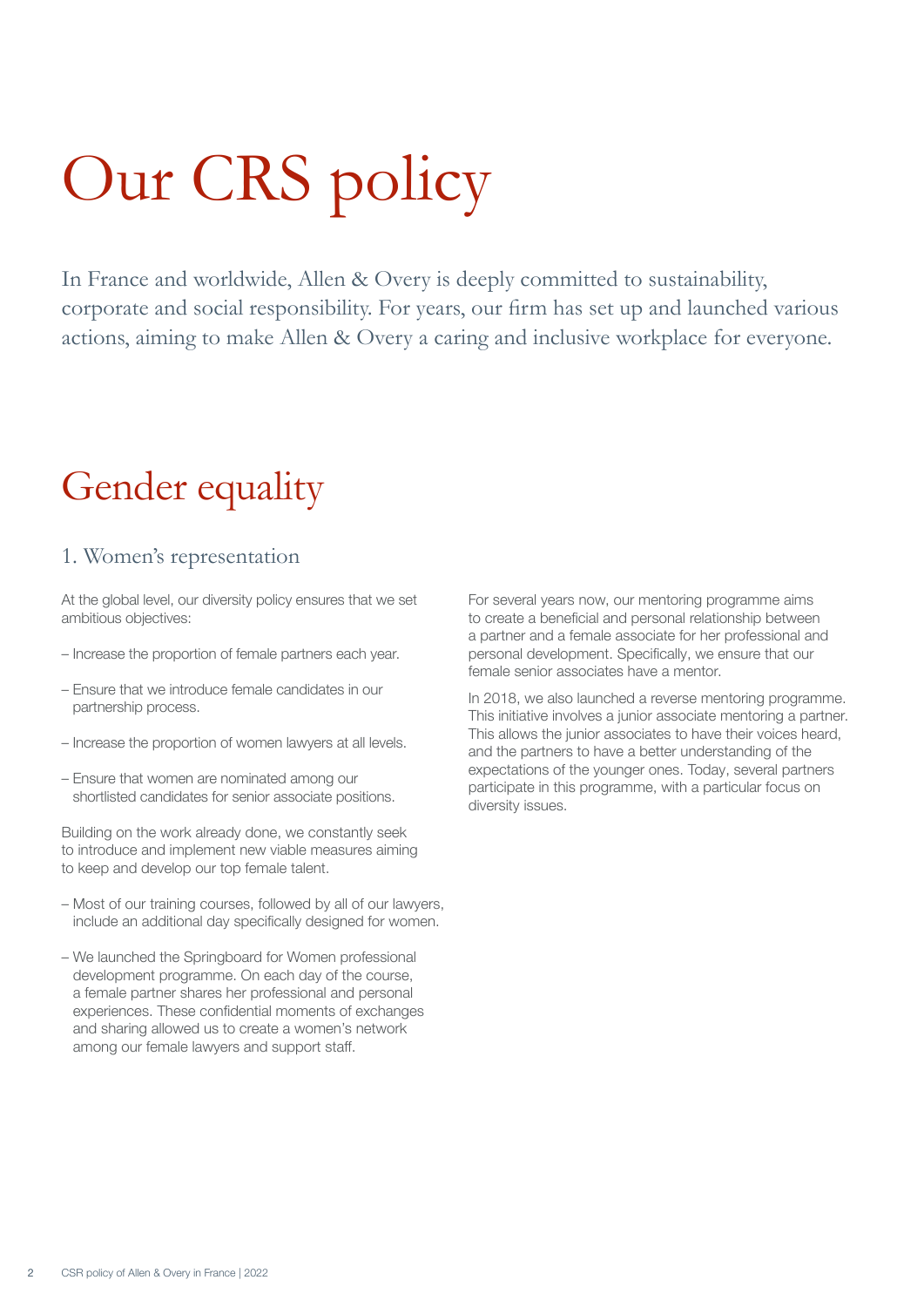# Our CRS policy

In France and worldwide, Allen & Overy is deeply committed to sustainability, corporate and social responsibility. For years, our firm has set up and launched various actions, aiming to make Allen & Overy a caring and inclusive workplace for everyone.

## Gender equality

### 1. Women's representation

At the global level, our diversity policy ensures that we set ambitious objectives:

- Increase the proportion of female partners each year.
- Ensure that we introduce female candidates in our partnership process.
- Increase the proportion of women lawyers at all levels.
- Ensure that women are nominated among our shortlisted candidates for senior associate positions.

Building on the work already done, we constantly seek to introduce and implement new viable measures aiming to keep and develop our top female talent.

- Most of our training courses, followed by all of our lawyers, include an additional day specifically designed for women.
- We launched the Springboard for Women professional development programme. On each day of the course, a female partner shares her professional and personal experiences. These confidential moments of exchanges and sharing allowed us to create a women's network among our female lawyers and support staff.

For several years now, our mentoring programme aims to create a beneficial and personal relationship between a partner and a female associate for her professional and personal development. Specifically, we ensure that our female senior associates have a mentor.

In 2018, we also launched a reverse mentoring programme. This initiative involves a junior associate mentoring a partner. This allows the junior associates to have their voices heard, and the partners to have a better understanding of the expectations of the younger ones. Today, several partners participate in this programme, with a particular focus on diversity issues.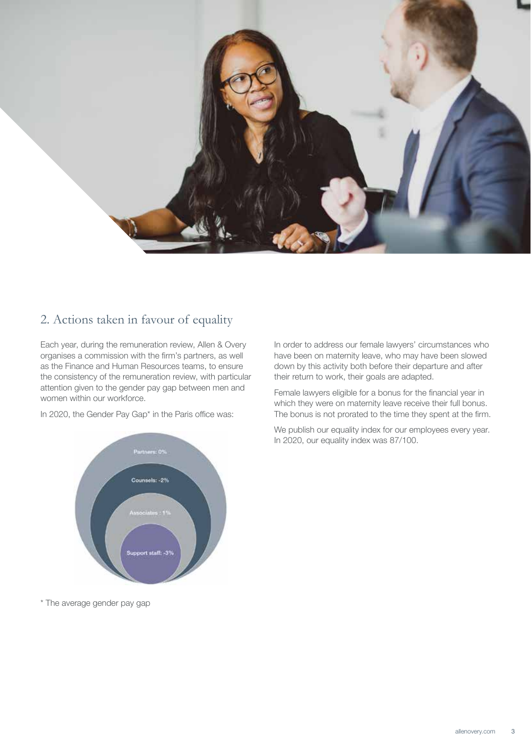## 2. Actions taken in favour of equality

Each year, during the remuneration review, Allen & Overy organises a commission with the firm's partners, as well as the Finance and Human Resources teams, to ensure the consistency of the remuneration review, with particular attention given to the gender pay gap between men and women within our workforce.

In 2020, the Gender Pay Gap* in the Paris office was:

- Partners: 0%
- Counsels: -2%
- Associates : 1%
- Support staff: -3%

\* The average gender pay gap

In order to address our female lawyers' circumstances who have been on maternity leave, who may have been slowed down by this activity both before their departure and after their return to work, their goals are adapted.

Female lawyers eligible for a bonus for the financial year in which they were on maternity leave receive their full bonus. The bonus is not prorated to the time they spent at the firm.

We publish our equality index for our employees every year. In 2020, our equality index was 87/100.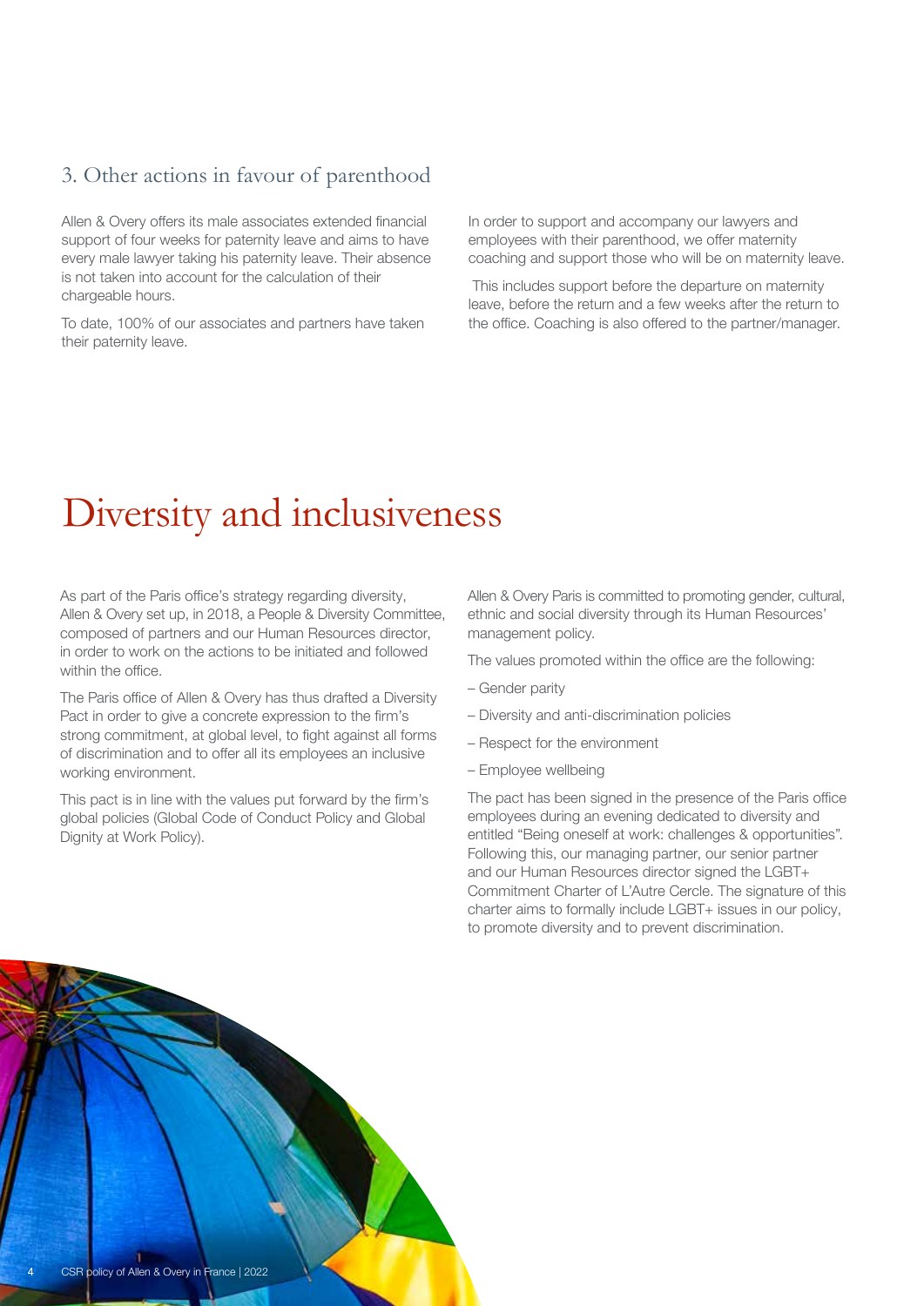## 3. Other actions in favour of parenthood

Allen & Overy offers its male associates extended financial support of four weeks for paternity leave and aims to have every male lawyer taking his paternity leave. Their absence is not taken into account for the calculation of their chargeable hours.

To date, 100% of our associates and partners have taken their paternity leave.

In order to support and accompany our lawyers and employees with their parenthood, we offer maternity coaching and support those who will be on maternity leave.

This includes support before the departure on maternity leave, before the return and a few weeks after the return to the office. Coaching is also offered to the partner/manager.

# Diversity and inclusiveness

As part of the Paris office's strategy regarding diversity, Allen & Overy set up, in 2018, a People & Diversity Committee, composed of partners and our Human Resources director, in order to work on the actions to be initiated and followed within the office.

The Paris office of Allen & Overy has thus drafted a Diversity Pact in order to give a concrete expression to the firm's strong commitment, at global level, to fight against all forms of discrimination and to offer all its employees an inclusive working environment.

This pact is in line with the values put forward by the firm's global policies (Global Code of Conduct Policy and Global Dignity at Work Policy).

Allen & Overy Paris is committed to promoting gender, cultural, ethnic and social diversity through its Human Resources' management policy.

The values promoted within the office are the following:

- Gender parity
- Diversity and anti-discrimination policies
- Respect for the environment
- Employee wellbeing

The pact has been signed in the presence of the Paris office employees during an evening dedicated to diversity and entitled "Being oneself at work: challenges & opportunities". Following this, our managing partner, our senior partner and our Human Resources director signed the LGBT+ Commitment Charter of L'Autre Cercle. The signature of this charter aims to formally include LGBT+ issues in our policy, to promote diversity and to prevent discrimination.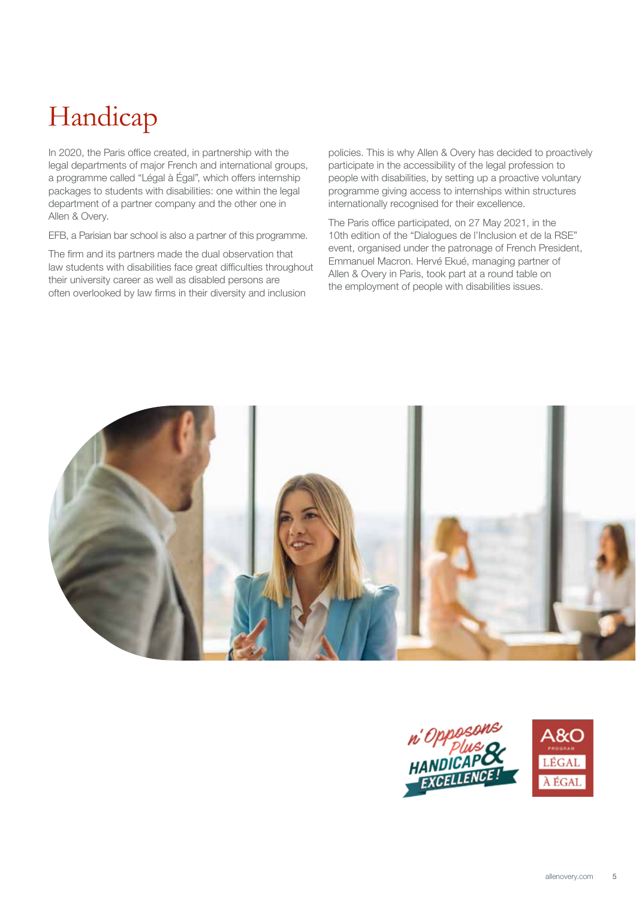# Handicap

In 2020, the Paris office created, in partnership with the legal departments of major French and international groups, a programme called "Légal à Égal", which offers internship packages to students with disabilities: one within the legal department of a partner company and the other one in Allen & Overy.

EFB, a Parisian bar school is also a partner of this programme.

The firm and its partners made the dual observation that law students with disabilities face great difficulties throughout their university career as well as disabled persons are often overlooked by law firms in their diversity and inclusion policies. This is why Allen & Overy has decided to proactively participate in the accessibility of the legal profession to people with disabilities, by setting up a proactive voluntary programme giving access to internships within structures internationally recognised for their excellence.

The Paris office participated, on 27 May 2021, in the 10th edition of the "Dialogues de l'Inclusion et de la RSE" event, organised under the patronage of French President, Emmanuel Macron. Hervé Ekué, managing partner of Allen & Overy in Paris, took part at a round table on the employment of people with disabilities issues.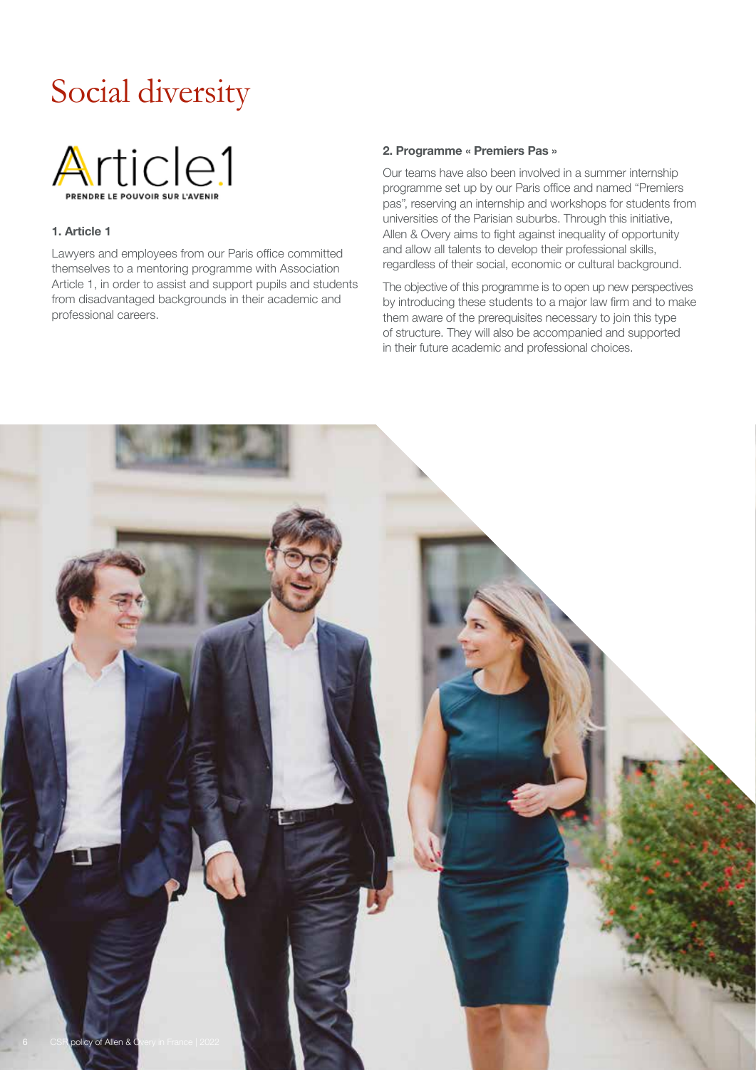# Social diversity

Article1

PRENDRE LE POUVOIR SUR L'AVENIR

### 1. Article 1

Lawyers and employees from our Paris office committed themselves to a mentoring programme with Association Article 1, in order to assist and support pupils and students from disadvantaged backgrounds in their academic and professional careers.

### 2. Programme « Premiers Pas »

Our teams have also been involved in a summer internship programme set up by our Paris office and named "Premiers pas", reserving an internship and workshops for students from universities of the Parisian suburbs. Through this initiative, Allen & Overy aims to fight against inequality of opportunity and allow all talents to develop their professional skills, regardless of their social, economic or cultural background.

The objective of this programme is to open up new perspectives by introducing these students to a major law firm and to make them aware of the prerequisites necessary to join this type of structure. They will also be accompanied and supported in their future academic and professional choices.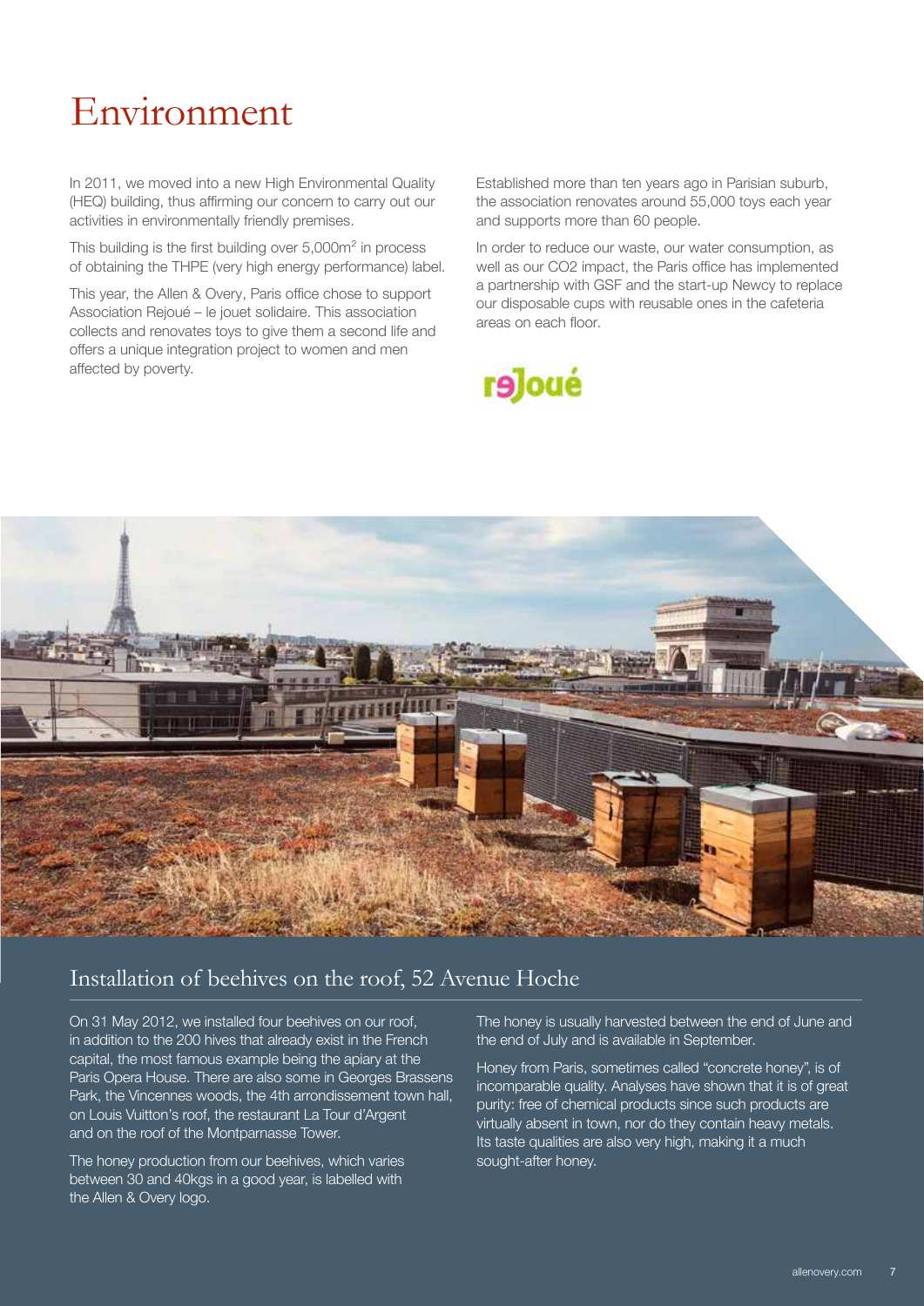# Environment

In 2011, we moved into a new High Environmental Quality (HEQ) building, thus affirming our concern to carry out our activities in environmentally friendly premises.

This building is the first building over 5,000m$^2$ in process of obtaining the THPE (very high energy performance) label.

This year, the Allen & Overy, Paris office chose to support Association Rejoué – le jouet solidaire. This association collects and renovates toys to give them a second life and offers a unique integration project to women and men affected by poverty.

Established more than ten years ago in Parisian suburb, the association renovates around 55,000 toys each year and supports more than 60 people.

In order to reduce our waste, our water consumption, as well as our CO2 impact, the Paris office has implemented a partnership with GSF and the start-up Newcy to replace our disposable cups with reusable ones in the cafeteria areas on each floor.

## Installation of beehives on the roof, 52 Avenue Hoche

On 31 May 2012, we installed four beehives on our roof, in addition to the 200 hives that already exist in the French capital, the most famous example being the apiary at the Paris Opera House. There are also some in Georges Brassens Park, the Vincennes woods, the 4th arrondissement town hall, on Louis Vuitton's roof, the restaurant La Tour d'Argent and on the roof of the Montparnasse Tower.

The honey production from our beehives, which varies between 30 and 40kgs in a good year, is labelled with the Allen & Overy logo.

The honey is usually harvested between the end of June and the end of July and is available in September.

Honey from Paris, sometimes called "concrete honey", is of incomparable quality. Analyses have shown that it is of great purity: free of chemical products since such products are virtually absent in town, nor do they contain heavy metals. Its taste qualities are also very high, making it a much sought-after honey.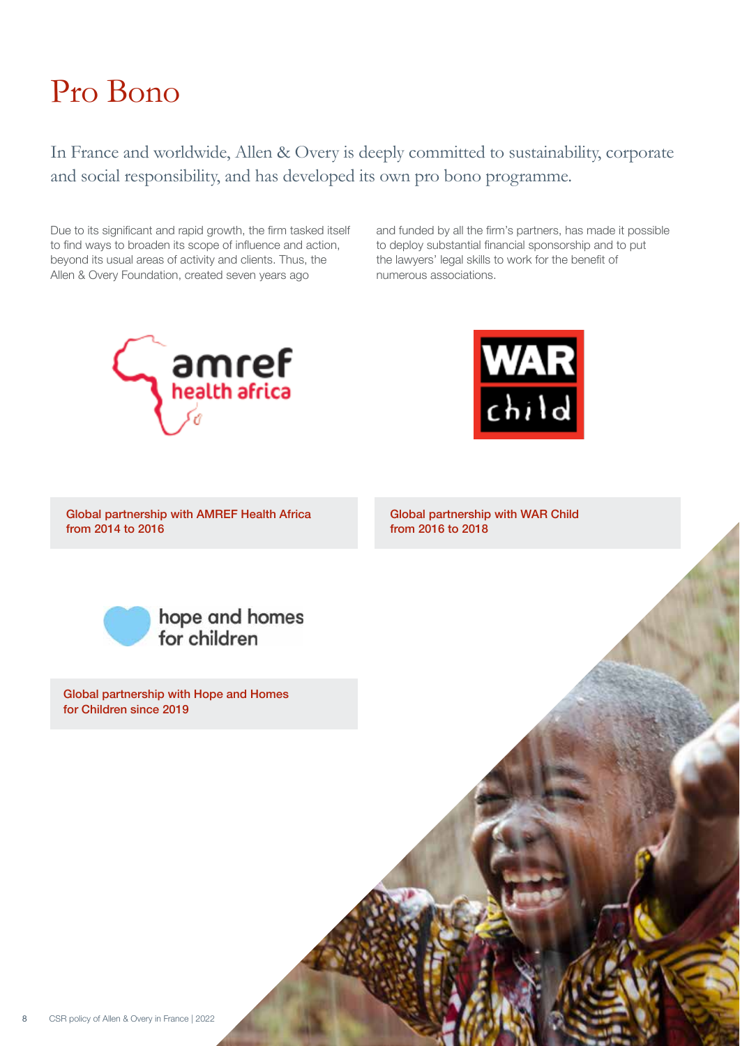# Pro Bono

In France and worldwide, Allen & Overy is deeply committed to sustainability, corporate and social responsibility, and has developed its own pro bono programme.

Due to its significant and rapid growth, the firm tasked itself to find ways to broaden its scope of influence and action, beyond its usual areas of activity and clients. Thus, the Allen & Overy Foundation, created seven years ago and funded by all the firm's partners, has made it possible to deploy substantial financial sponsorship and to put the lawyers' legal skills to work for the benefit of numerous associations.

**Global partnership with AMREF Health Africa from 2014 to 2016**

**Global partnership with WAR Child from 2016 to 2018**

**Global partnership with Hope and Homes for Children since 2019**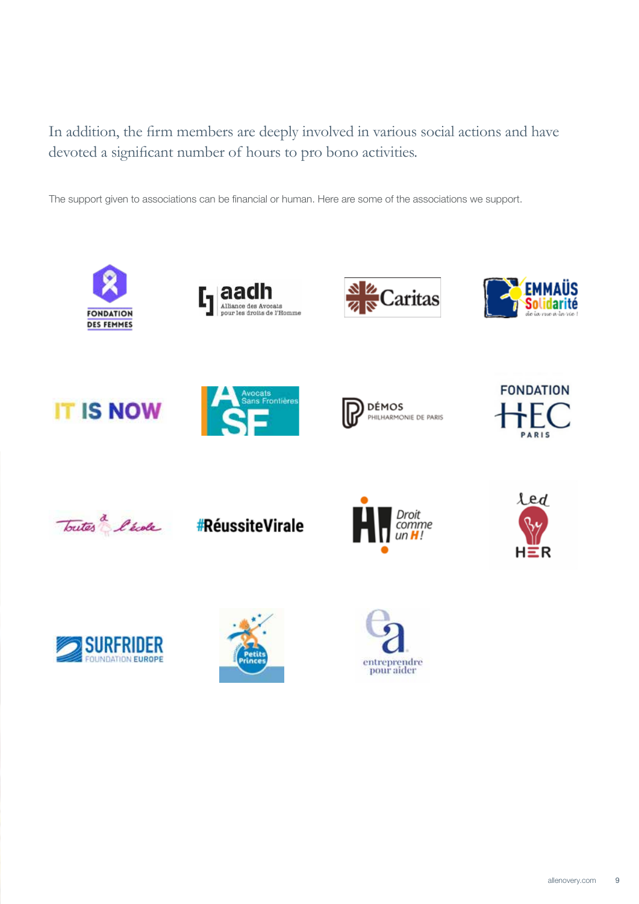In addition, the firm members are deeply involved in various social actions and have devoted a significant number of hours to pro bono activities.

The support given to associations can be financial or human. Here are some of the associations we support.

FONDATION DES FEMMES

aadh Alliance des Avocats pour les droits de l'Homme

Caritas

EMMAÜS Solidarité de la rue à la vie !

IT IS NOW

ASF Avocats Sans Frontières

DÉMOS PHILHARMONIE DE PARIS

FONDATION HEC PARIS

Toutes à l'école

#RéussiteVirale

Droit comme un H !

Led by HER

SURFRIDER FOUNDATION EUROPE

Petits Princes

entreprendre pour aider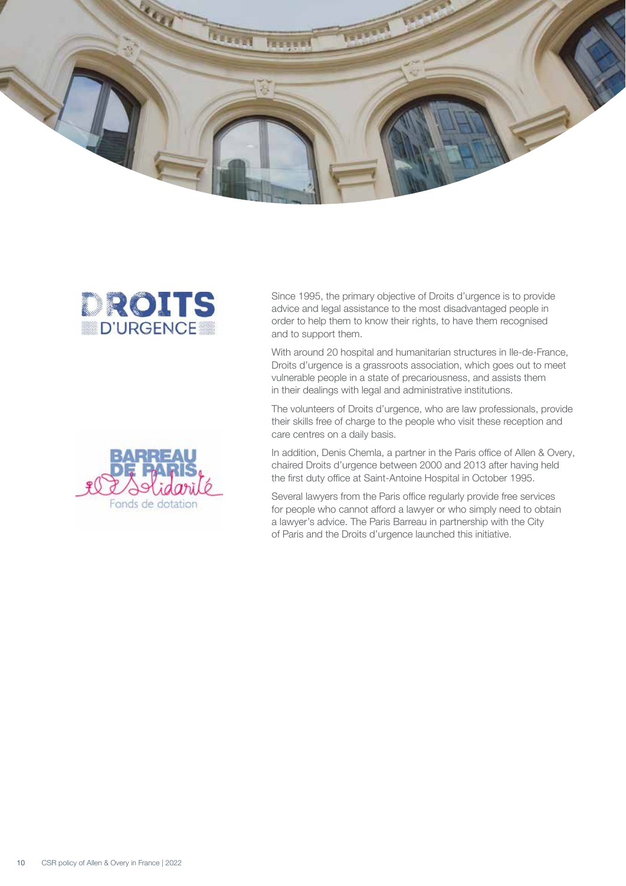Since 1995, the primary objective of Droits d'urgence is to provide advice and legal assistance to the most disadvantaged people in order to help them to know their rights, to have them recognised and to support them.

With around 20 hospital and humanitarian structures in Ile-de-France, Droits d'urgence is a grassroots association, which goes out to meet vulnerable people in a state of precariousness, and assists them in their dealings with legal and administrative institutions.

The volunteers of Droits d'urgence, who are law professionals, provide their skills free of charge to the people who visit these reception and care centres on a daily basis.

In addition, Denis Chemla, a partner in the Paris office of Allen & Overy, chaired Droits d'urgence between 2000 and 2013 after having held the first duty office at Saint-Antoine Hospital in October 1995.

Several lawyers from the Paris office regularly provide free services for people who cannot afford a lawyer or who simply need to obtain a lawyer's advice. The Paris Barreau in partnership with the City of Paris and the Droits d'urgence launched this initiative.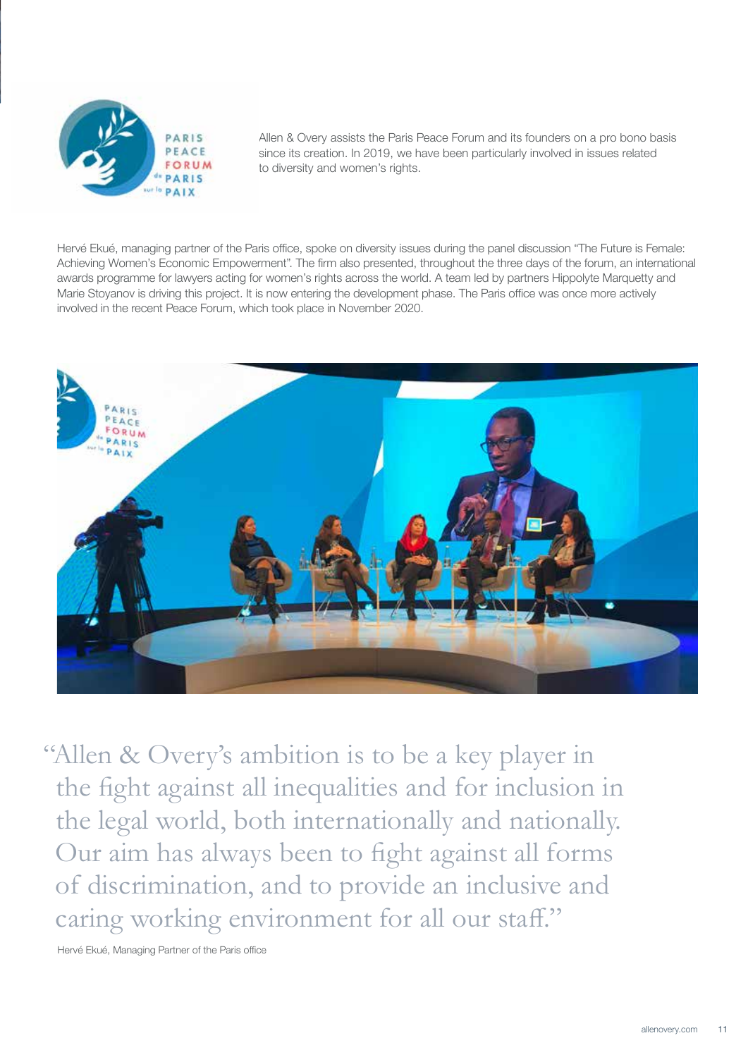Allen & Overy assists the Paris Peace Forum and its founders on a pro bono basis since its creation. In 2019, we have been particularly involved in issues related to diversity and women's rights.

Hervé Ekué, managing partner of the Paris office, spoke on diversity issues during the panel discussion "The Future is Female: Achieving Women's Economic Empowerment". The firm also presented, throughout the three days of the forum, an international awards programme for lawyers acting for women's rights across the world. A team led by partners Hippolyte Marquetty and Marie Stoyanov is driving this project. It is now entering the development phase. The Paris office was once more actively involved in the recent Peace Forum, which took place in November 2020.

"Allen & Overy's ambition is to be a key player in the fight against all inequalities and for inclusion in the legal world, both internationally and nationally. Our aim has always been to fight against all forms of discrimination, and to provide an inclusive and caring working environment for all our staff."

Hervé Ekué, Managing Partner of the Paris office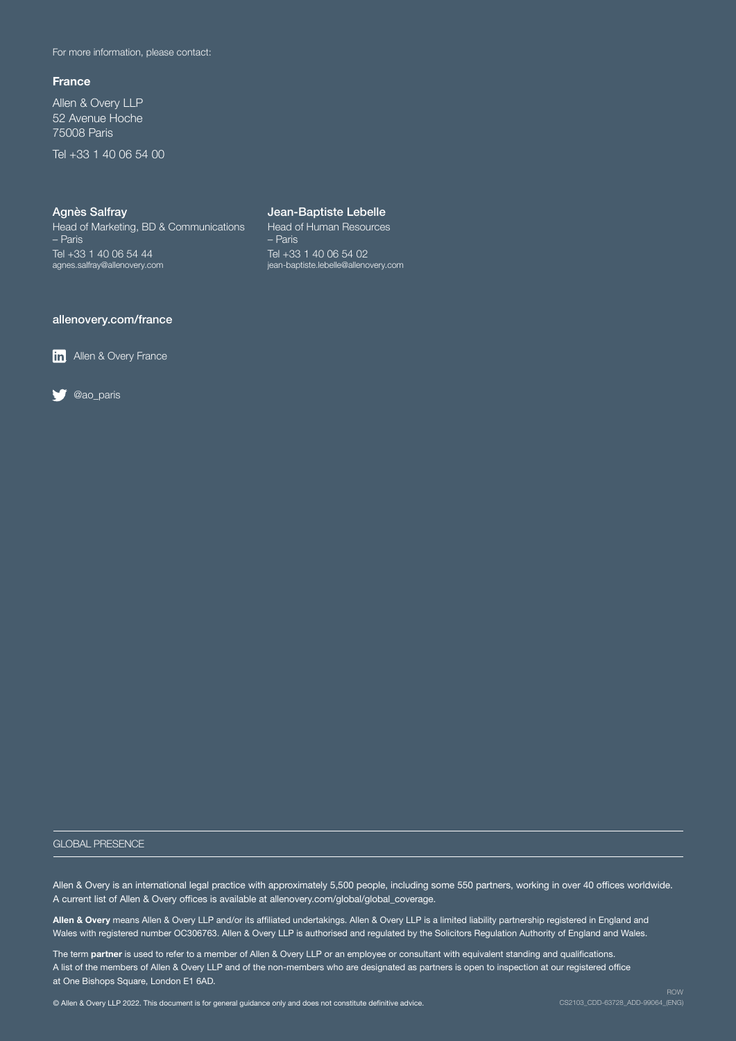For more information, please contact:

**France**

Allen & Overy LLP
52 Avenue Hoche
75008 Paris

Tel +33 1 40 06 54 00

**Agnès Salfray**
Head of Marketing, BD & Communications – Paris
Tel +33 1 40 06 54 44
agnes.salfray@allenovery.com

**Jean-Baptiste Lebelle**
Head of Human Resources – Paris
Tel +33 1 40 06 54 02
jean-baptiste.lebelle@allenovery.com

**allenovery.com/france**

Allen & Overy France

@ao_paris

GLOBAL PRESENCE

Allen & Overy is an international legal practice with approximately 5,500 people, including some 550 partners, working in over 40 offices worldwide. A current list of Allen & Overy offices is available at allenovery.com/global/global_coverage.

**Allen & Overy** means Allen & Overy LLP and/or its affiliated undertakings. Allen & Overy LLP is a limited liability partnership registered in England and Wales with registered number OC306763. Allen & Overy LLP is authorised and regulated by the Solicitors Regulation Authority of England and Wales.

The term **partner** is used to refer to a member of Allen & Overy LLP or an employee or consultant with equivalent standing and qualifications. A list of the members of Allen & Overy LLP and of the non-members who are designated as partners is open to inspection at our registered office at One Bishops Square, London E1 6AD.

© Allen & Overy LLP 2022. This document is for general guidance only and does not constitute definitive advice.

ROW
CS2103_CDD-63728_ADD-99064_(ENG)